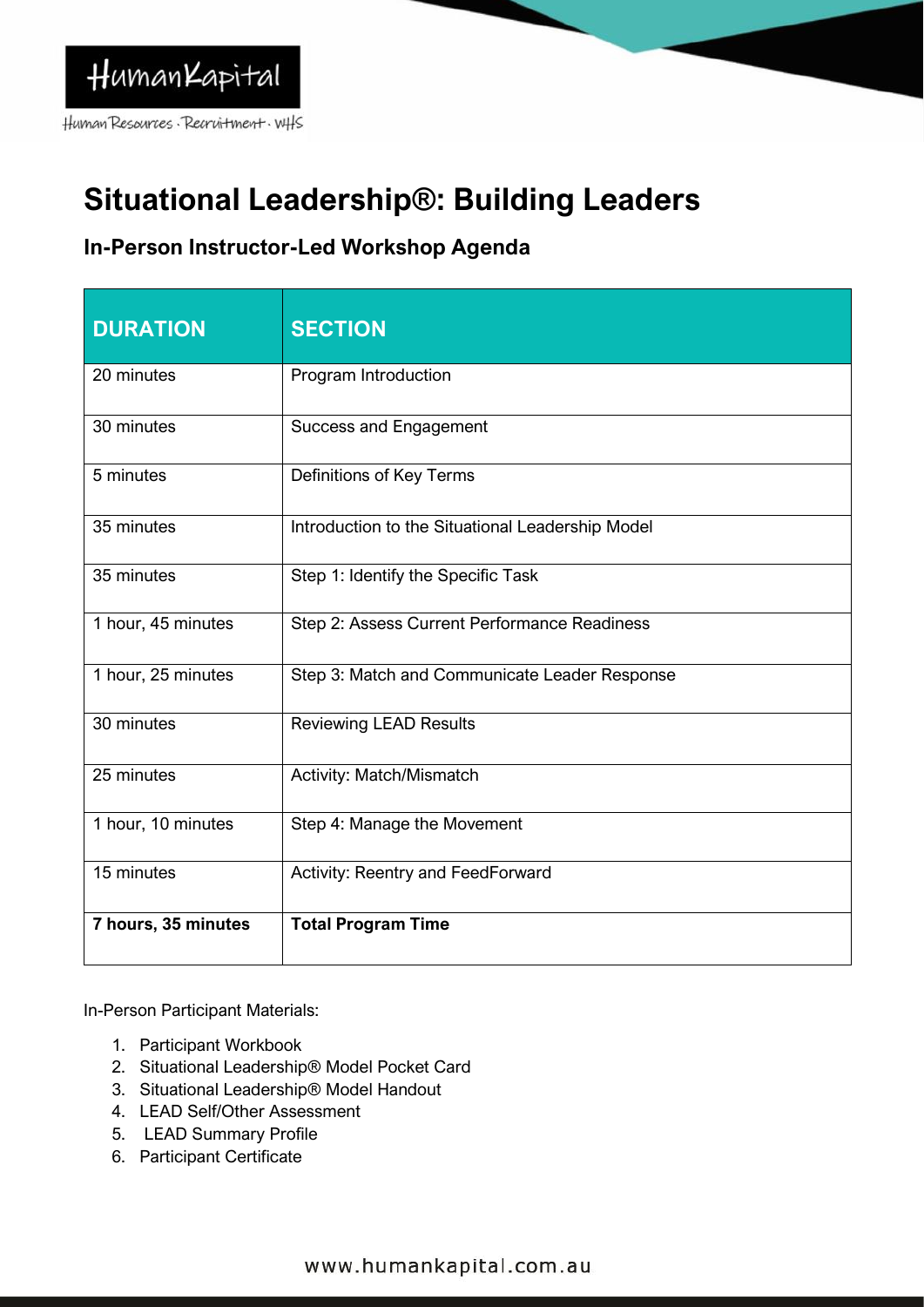# Situational Leadership®: Building Leaders

## In-Person Instructor-Led Workshop Agenda

| DURATION | SECTION |
| --- | --- |
| 20 minutes | Program Introduction |
| 30 minutes | Success and Engagement |
| 5 minutes | Definitions of Key Terms |
| 35 minutes | Introduction to the Situational Leadership Model |
| 35 minutes | Step 1: Identify the Specific Task |
| 1 hour, 45 minutes | Step 2: Assess Current Performance Readiness |
| 1 hour, 25 minutes | Step 3: Match and Communicate Leader Response |
| 30 minutes | Reviewing LEAD Results |
| 25 minutes | Activity: Match/Mismatch |
| 1 hour, 10 minutes | Step 4: Manage the Movement |
| 15 minutes | Activity: Reentry and FeedForward |
| **7 hours, 35 minutes** | **Total Program Time** |

In-Person Participant Materials:

1. Participant Workbook
2. Situational Leadership® Model Pocket Card
3. Situational Leadership® Model Handout
4. LEAD Self/Other Assessment
5. LEAD Summary Profile
6. Participant Certificate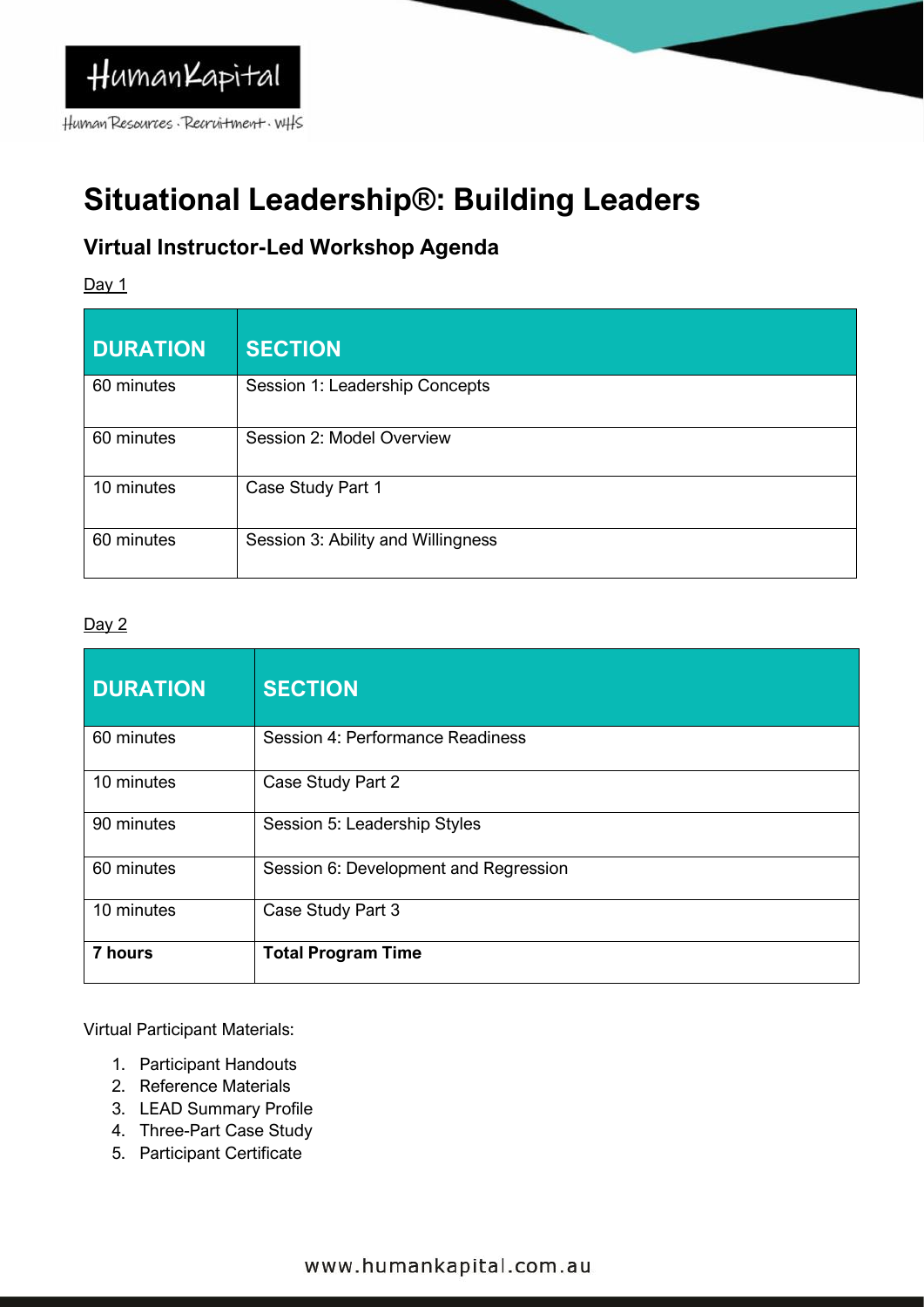# Situational Leadership®: Building Leaders

## Virtual Instructor-Led Workshop Agenda

Day 1

| DURATION | SECTION |
|---|---|
| 60 minutes | Session 1: Leadership Concepts |
| 60 minutes | Session 2: Model Overview |
| 10 minutes | Case Study Part 1 |
| 60 minutes | Session 3: Ability and Willingness |

Day 2

| DURATION | SECTION |
|---|---|
| 60 minutes | Session 4: Performance Readiness |
| 10 minutes | Case Study Part 2 |
| 90 minutes | Session 5: Leadership Styles |
| 60 minutes | Session 6: Development and Regression |
| 10 minutes | Case Study Part 3 |
| **7 hours** | **Total Program Time** |

Virtual Participant Materials:

1. Participant Handouts
2. Reference Materials
3. LEAD Summary Profile
4. Three-Part Case Study
5. Participant Certificate